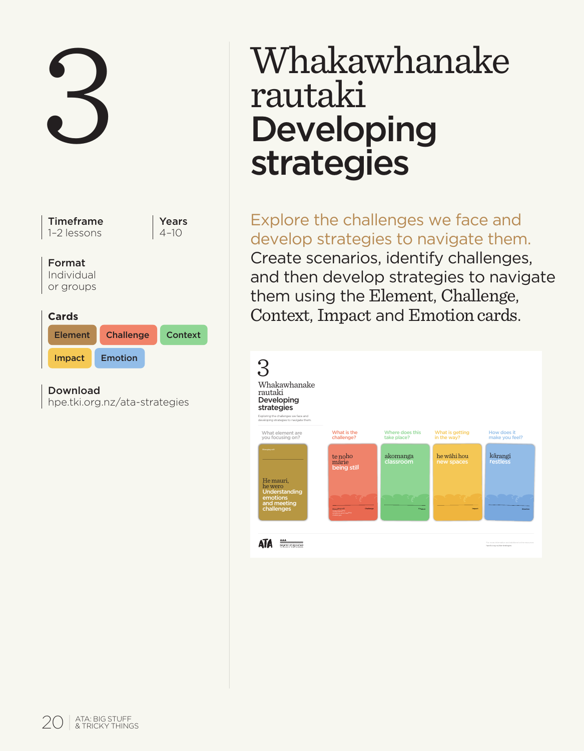# 3

# Whakawhanake rautaki Developing strategies

**Timeframe**
1–2 lessons

**Years**
4–10

**Format**
Individual or groups

**Cards**
Element | Challenge | Context | Impact | Emotion

**Download**
hpe.tki.org.nz/ata-strategies

Explore the challenges we face and develop strategies to navigate them. Create scenarios, identify challenges, and then develop strategies to navigate them using the Element, Challenge, Context, Impact and Emotion cards.

3

Whakawhanake rautaki
Developing strategies

Exploring the challenges we face and developing strategies to navigate them.

| What element are you focusing on? | What is the challenge? | Where does this take place? | What is getting in the way? | How does it make you feel? |
|---|---|---|---|---|
| He mauri, he wero Understanding emotions and meeting challenges | te noho mārie being still | akomanga classroom | he wāhi hou new spaces | kārangi restless |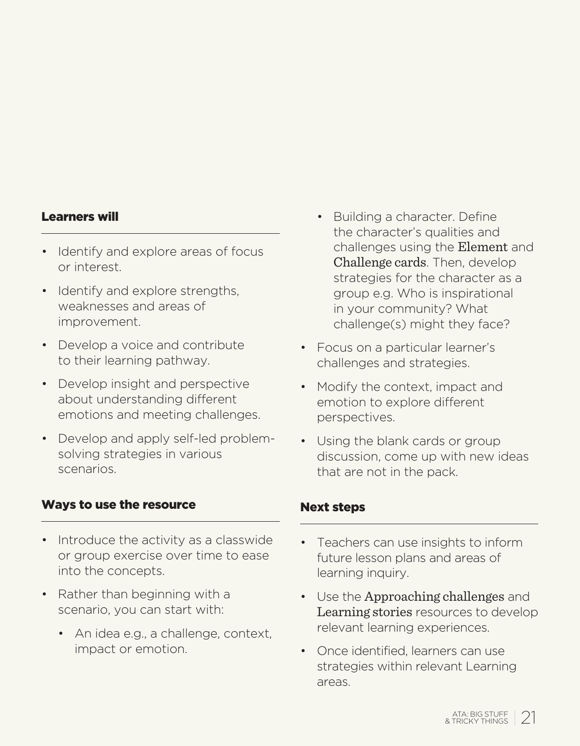## Learners will

- Identify and explore areas of focus or interest.
- Identify and explore strengths, weaknesses and areas of improvement.
- Develop a voice and contribute to their learning pathway.
- Develop insight and perspective about understanding different emotions and meeting challenges.
- Develop and apply self-led problem-solving strategies in various scenarios.

## Ways to use the resource

- Introduce the activity as a classwide or group exercise over time to ease into the concepts.
- Rather than beginning with a scenario, you can start with:
  - An idea e.g., a challenge, context, impact or emotion.
  - Building a character. Define the character's qualities and challenges using the Element and Challenge cards. Then, develop strategies for the character as a group e.g. Who is inspirational in your community? What challenge(s) might they face?
- Focus on a particular learner's challenges and strategies.
- Modify the context, impact and emotion to explore different perspectives.
- Using the blank cards or group discussion, come up with new ideas that are not in the pack.

## Next steps

- Teachers can use insights to inform future lesson plans and areas of learning inquiry.
- Use the Approaching challenges and Learning stories resources to develop relevant learning experiences.
- Once identified, learners can use strategies within relevant Learning areas.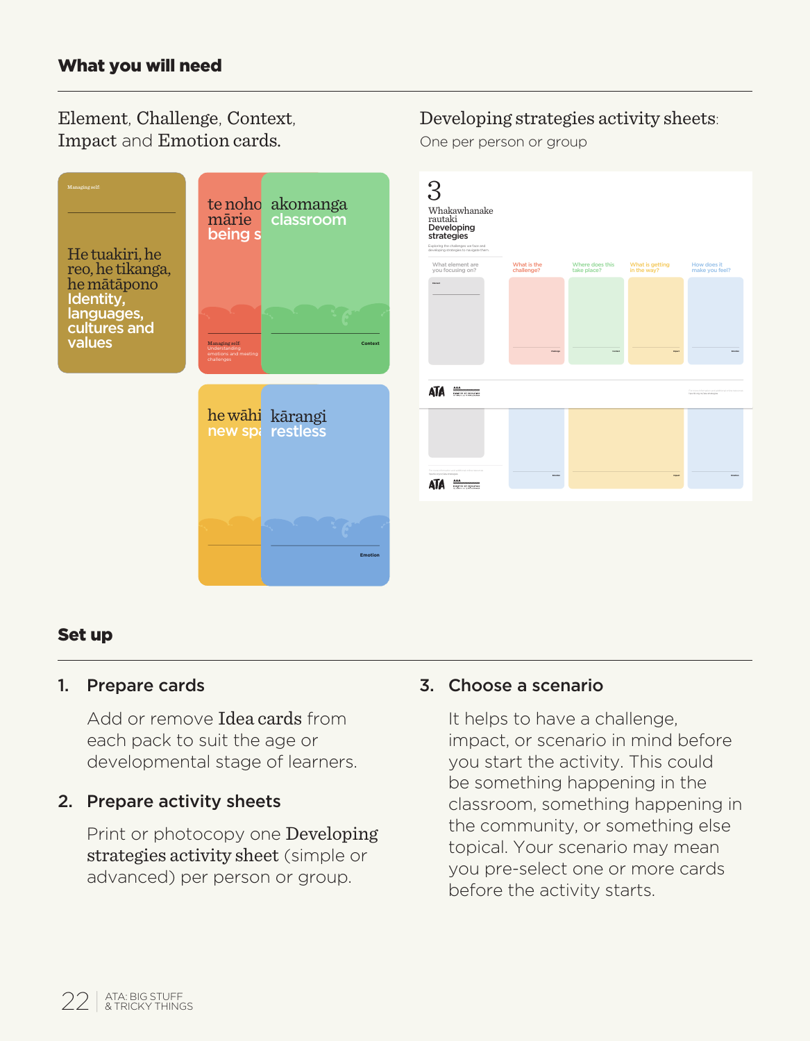## What you will need

Element, Challenge, Context, Impact and Emotion cards.

Developing strategies activity sheets:

One per person or group

## Set up

1. **Prepare cards**

   Add or remove Idea cards from each pack to suit the age or developmental stage of learners.

2. **Prepare activity sheets**

   Print or photocopy one Developing strategies activity sheet (simple or advanced) per person or group.

3. **Choose a scenario**

   It helps to have a challenge, impact, or scenario in mind before you start the activity. This could be something happening in the classroom, something happening in the community, or something else topical. Your scenario may mean you pre-select one or more cards before the activity starts.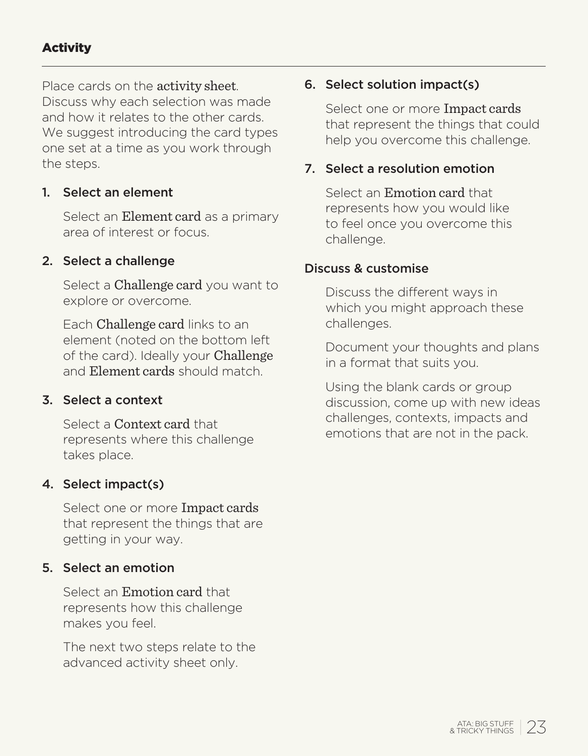## Activity

Place cards on the activity sheet. Discuss why each selection was made and how it relates to the other cards. We suggest introducing the card types one set at a time as you work through the steps.

1. **Select an element**

   Select an Element card as a primary area of interest or focus.

2. **Select a challenge**

   Select a Challenge card you want to explore or overcome.

   Each Challenge card links to an element (noted on the bottom left of the card). Ideally your Challenge and Element cards should match.

3. **Select a context**

   Select a Context card that represents where this challenge takes place.

4. **Select impact(s)**

   Select one or more Impact cards that represent the things that are getting in your way.

5. **Select an emotion**

   Select an Emotion card that represents how this challenge makes you feel.

   The next two steps relate to the advanced activity sheet only.

6. **Select solution impact(s)**

   Select one or more Impact cards that represent the things that could help you overcome this challenge.

7. **Select a resolution emotion**

   Select an Emotion card that represents how you would like to feel once you overcome this challenge.

### Discuss & customise

Discuss the different ways in which you might approach these challenges.

Document your thoughts and plans in a format that suits you.

Using the blank cards or group discussion, come up with new ideas challenges, contexts, impacts and emotions that are not in the pack.